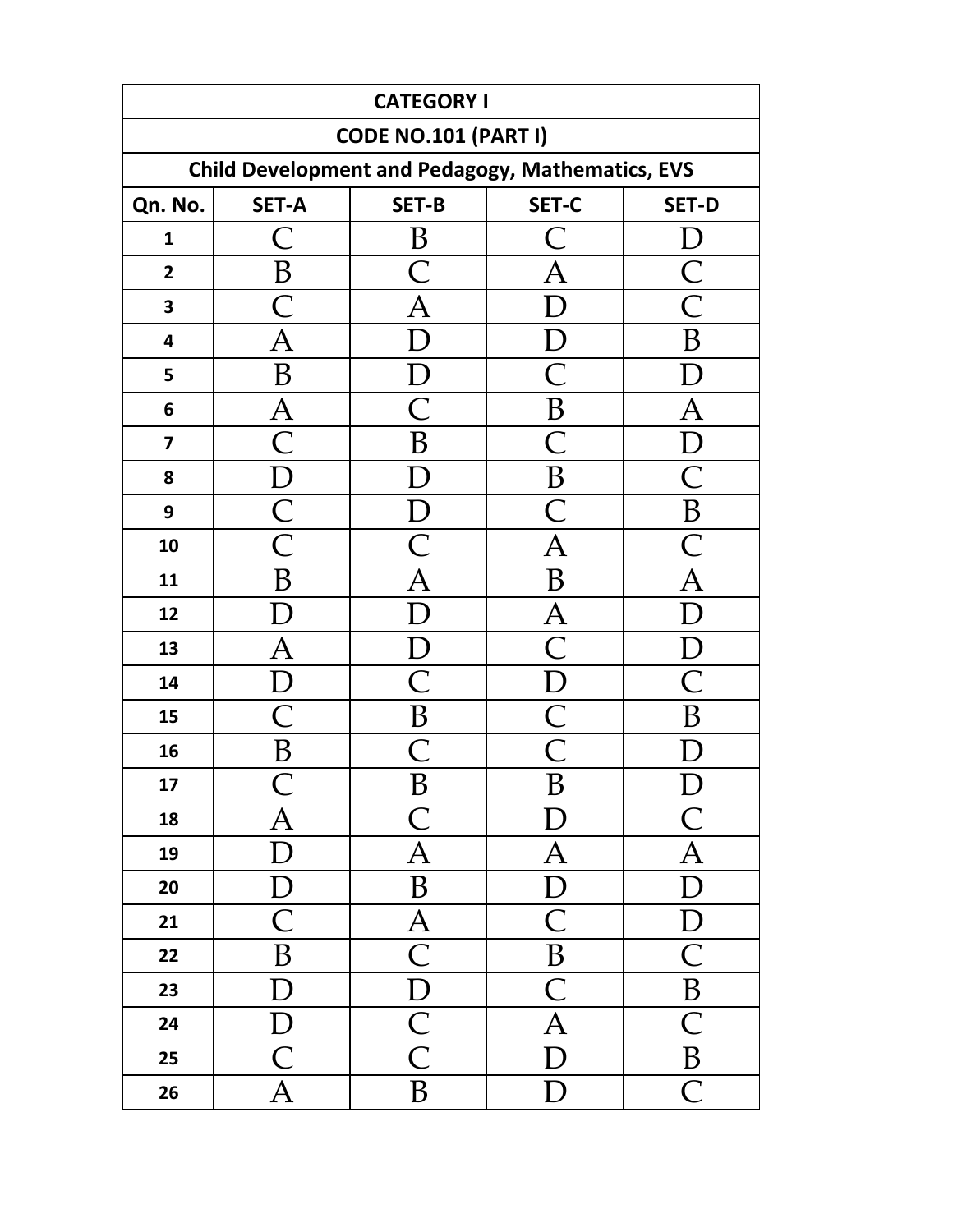| CATEGORY I | | | | |
|---|---|---|---|---|
| CODE NO.101 (PART I) | | | | |
| Child Development and Pedagogy, Mathematics, EVS | | | | |
| **Qn. No.** | **SET-A** | **SET-B** | **SET-C** | **SET-D** |
| 1 | C | B | C | D |
| 2 | B | C | A | C |
| 3 | C | A | D | C |
| 4 | A | D | D | B |
| 5 | B | D | C | D |
| 6 | A | C | B | A |
| 7 | C | B | C | D |
| 8 | D | D | B | C |
| 9 | C | D | C | B |
| 10 | C | C | A | C |
| 11 | B | A | B | A |
| 12 | D | D | A | D |
| 13 | A | D | C | D |
| 14 | D | C | D | C |
| 15 | C | B | C | B |
| 16 | B | C | C | D |
| 17 | C | B | B | D |
| 18 | A | C | D | C |
| 19 | D | A | A | A |
| 20 | D | B | D | D |
| 21 | C | A | C | D |
| 22 | B | C | B | C |
| 23 | D | D | C | B |
| 24 | D | C | A | C |
| 25 | C | C | D | B |
| 26 | A | B | D | C |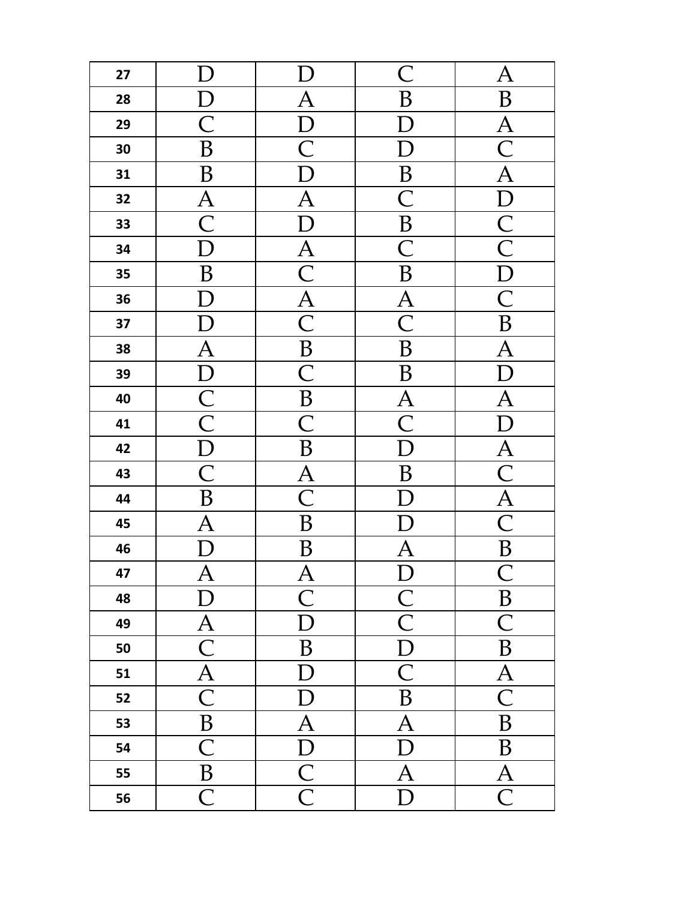| | | | | |
|---|---|---|---|---|
| 27 | D | D | C | A |
| 28 | D | A | B | B |
| 29 | C | D | D | A |
| 30 | B | C | D | C |
| 31 | B | D | B | A |
| 32 | A | A | C | D |
| 33 | C | D | B | C |
| 34 | D | A | C | C |
| 35 | B | C | B | D |
| 36 | D | A | A | C |
| 37 | D | C | C | B |
| 38 | A | B | B | A |
| 39 | D | C | B | D |
| 40 | C | B | A | A |
| 41 | C | C | C | D |
| 42 | D | B | D | A |
| 43 | C | A | B | C |
| 44 | B | C | D | A |
| 45 | A | B | D | C |
| 46 | D | B | A | B |
| 47 | A | A | D | C |
| 48 | D | C | C | B |
| 49 | A | D | C | C |
| 50 | C | B | D | B |
| 51 | A | D | C | A |
| 52 | C | D | B | C |
| 53 | B | A | A | B |
| 54 | C | D | D | B |
| 55 | B | C | A | A |
| 56 | C | C | D | C |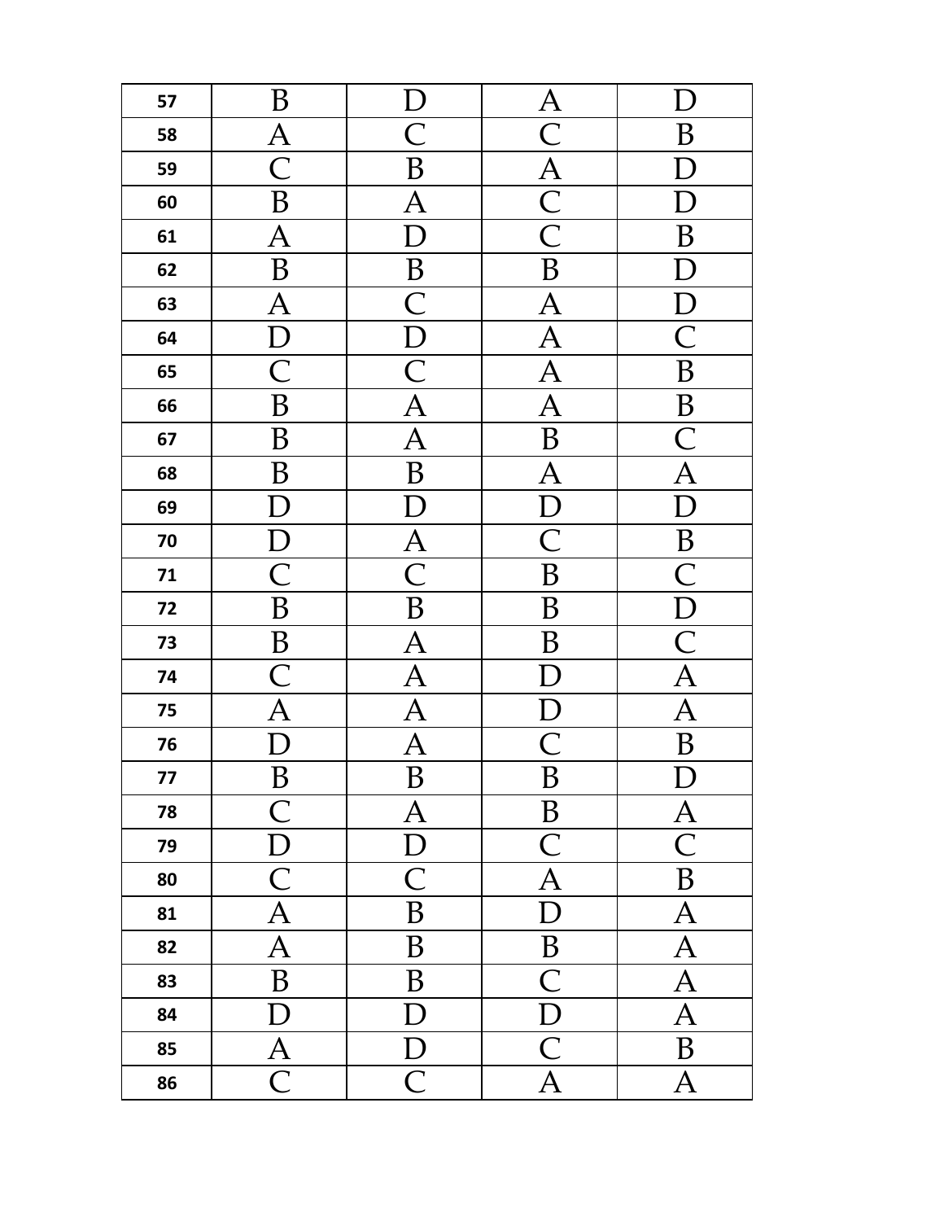| 57 | B | D | A | D |
|---|---|---|---|---|
| 58 | A | C | C | B |
| 59 | C | B | A | D |
| 60 | B | A | C | D |
| 61 | A | D | C | B |
| 62 | B | B | B | D |
| 63 | A | C | A | D |
| 64 | D | D | A | C |
| 65 | C | C | A | B |
| 66 | B | A | A | B |
| 67 | B | A | B | C |
| 68 | B | B | A | A |
| 69 | D | D | D | D |
| 70 | D | A | C | B |
| 71 | C | C | B | C |
| 72 | B | B | B | D |
| 73 | B | A | B | C |
| 74 | C | A | D | A |
| 75 | A | A | D | A |
| 76 | D | A | C | B |
| 77 | B | B | B | D |
| 78 | C | A | B | A |
| 79 | D | D | C | C |
| 80 | C | C | A | B |
| 81 | A | B | D | A |
| 82 | A | B | B | A |
| 83 | B | B | C | A |
| 84 | D | D | D | A |
| 85 | A | D | C | B |
| 86 | C | C | A | A |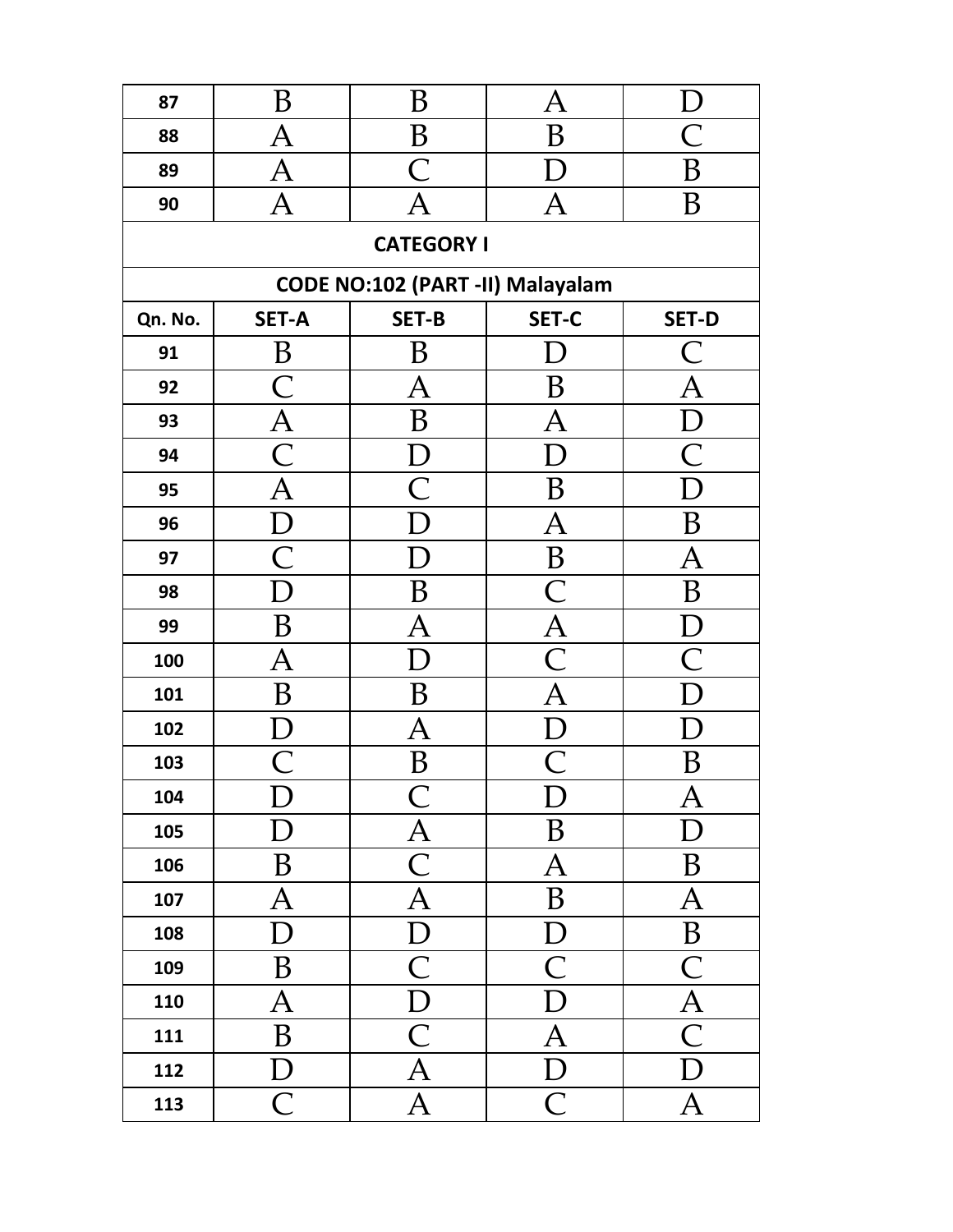| | | | | |
|---|---|---|---|---|
| 87 | B | B | A | D |
| 88 | A | B | B | C |
| 89 | A | C | D | B |
| 90 | A | A | A | B |

**CATEGORY I**

**CODE NO:102 (PART -II) Malayalam**

| Qn. No. | SET-A | SET-B | SET-C | SET-D |
|---|---|---|---|---|
| 91 | B | B | D | C |
| 92 | C | A | B | A |
| 93 | A | B | A | D |
| 94 | C | D | D | C |
| 95 | A | C | B | D |
| 96 | D | D | A | B |
| 97 | C | D | B | A |
| 98 | D | B | C | B |
| 99 | B | A | A | D |
| 100 | A | D | C | C |
| 101 | B | B | A | D |
| 102 | D | A | D | D |
| 103 | C | B | C | B |
| 104 | D | C | D | A |
| 105 | D | A | B | D |
| 106 | B | C | A | B |
| 107 | A | A | B | A |
| 108 | D | D | D | B |
| 109 | B | C | C | C |
| 110 | A | D | D | A |
| 111 | B | C | A | C |
| 112 | D | A | D | D |
| 113 | C | A | C | A |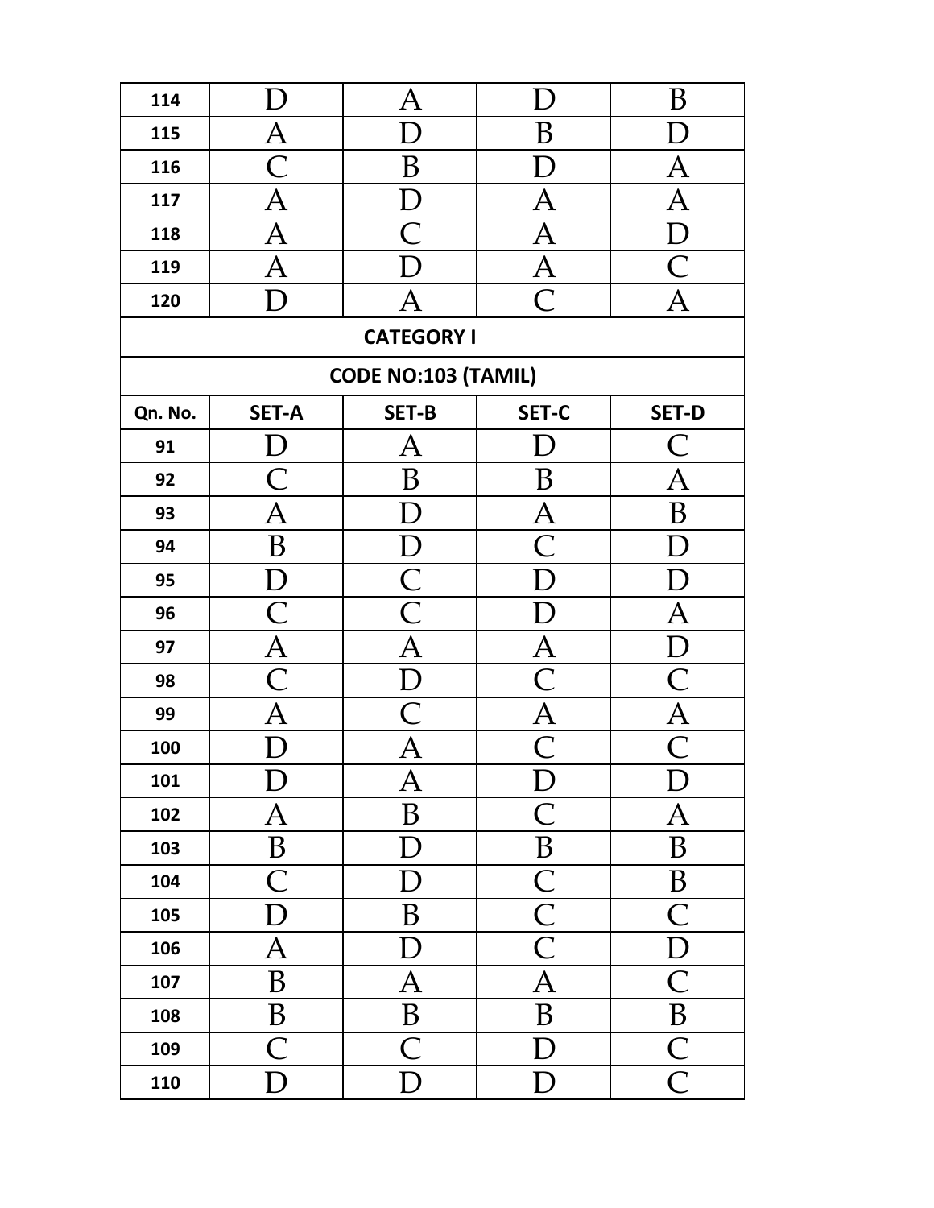| | | | | |
|---|---|---|---|---|
| 114 | D | A | D | B |
| 115 | A | D | B | D |
| 116 | C | B | D | A |
| 117 | A | D | A | A |
| 118 | A | C | A | D |
| 119 | A | D | A | C |
| 120 | D | A | C | A |

**CATEGORY I**

**CODE NO:103 (TAMIL)**

| Qn. No. | SET-A | SET-B | SET-C | SET-D |
|---|---|---|---|---|
| 91 | D | A | D | C |
| 92 | C | B | B | A |
| 93 | A | D | A | B |
| 94 | B | D | C | D |
| 95 | D | C | D | D |
| 96 | C | C | D | A |
| 97 | A | A | A | D |
| 98 | C | D | C | C |
| 99 | A | C | A | A |
| 100 | D | A | C | C |
| 101 | D | A | D | D |
| 102 | A | B | C | A |
| 103 | B | D | B | B |
| 104 | C | D | C | B |
| 105 | D | B | C | C |
| 106 | A | D | C | D |
| 107 | B | A | A | C |
| 108 | B | B | B | B |
| 109 | C | C | D | C |
| 110 | D | D | D | C |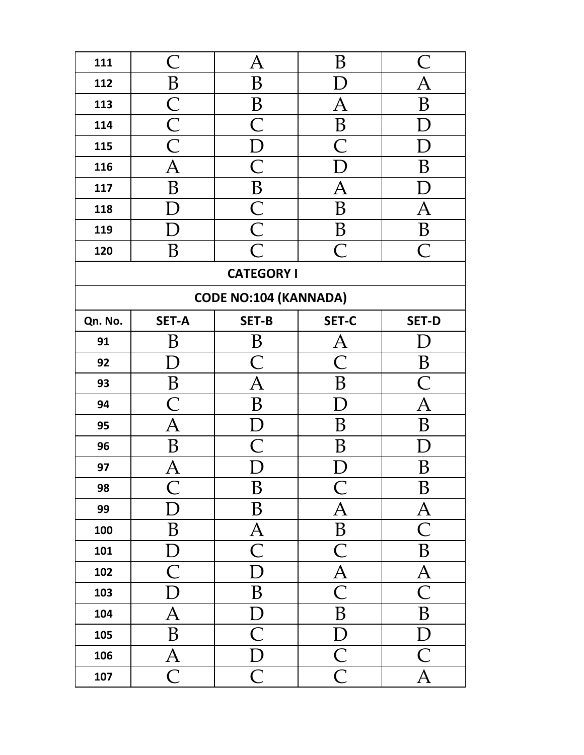| | | | | |
|---|---|---|---|---|
| 111 | C | A | B | C |
| 112 | B | B | D | A |
| 113 | C | B | A | B |
| 114 | C | C | B | D |
| 115 | C | D | C | D |
| 116 | A | C | D | B |
| 117 | B | B | A | D |
| 118 | D | C | B | A |
| 119 | D | C | B | B |
| 120 | B | C | C | C |

**CATEGORY I**

**CODE NO:104 (KANNADA)**

| Qn. No. | SET-A | SET-B | SET-C | SET-D |
|---|---|---|---|---|
| 91 | B | B | A | D |
| 92 | D | C | C | B |
| 93 | B | A | B | C |
| 94 | C | B | D | A |
| 95 | A | D | B | B |
| 96 | B | C | B | D |
| 97 | A | D | D | B |
| 98 | C | B | C | B |
| 99 | D | B | A | A |
| 100 | B | A | B | C |
| 101 | D | C | C | B |
| 102 | C | D | A | A |
| 103 | D | B | C | C |
| 104 | A | D | B | B |
| 105 | B | C | D | D |
| 106 | A | D | C | C |
| 107 | C | C | C | A |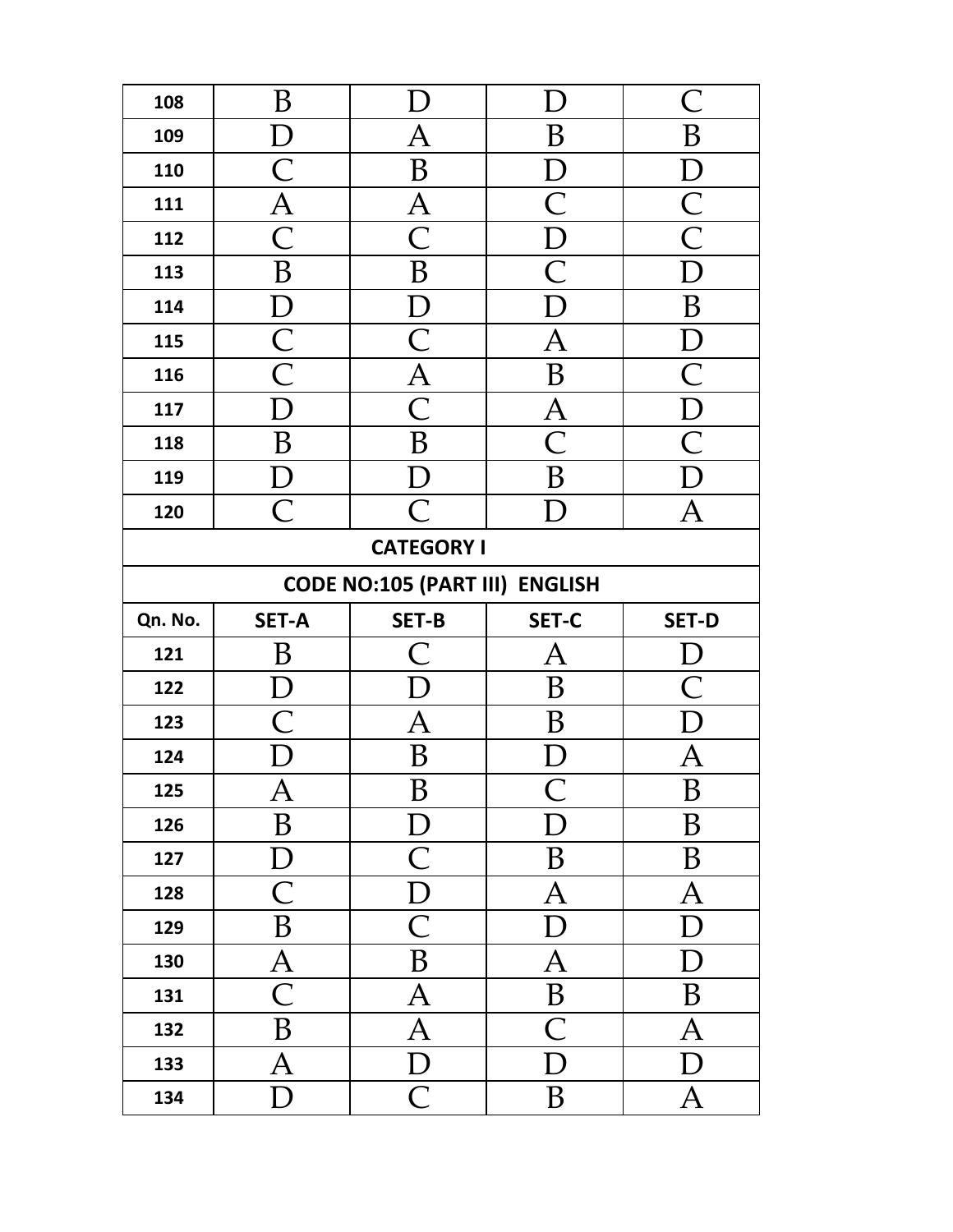| | | | | |
|---|---|---|---|---|
| 108 | B | D | D | C |
| 109 | D | A | B | B |
| 110 | C | B | D | D |
| 111 | A | A | C | C |
| 112 | C | C | D | C |
| 113 | B | B | C | D |
| 114 | D | D | D | B |
| 115 | C | C | A | D |
| 116 | C | A | B | C |
| 117 | D | C | A | D |
| 118 | B | B | C | C |
| 119 | D | D | B | D |
| 120 | C | C | D | A |

**CATEGORY I**

**CODE NO:105 (PART III) ENGLISH**

| Qn. No. | SET-A | SET-B | SET-C | SET-D |
|---|---|---|---|---|
| 121 | B | C | A | D |
| 122 | D | D | B | C |
| 123 | C | A | B | D |
| 124 | D | B | D | A |
| 125 | A | B | C | B |
| 126 | B | D | D | B |
| 127 | D | C | B | B |
| 128 | C | D | A | A |
| 129 | B | C | D | D |
| 130 | A | B | A | D |
| 131 | C | A | B | B |
| 132 | B | A | C | A |
| 133 | A | D | D | D |
| 134 | D | C | B | A |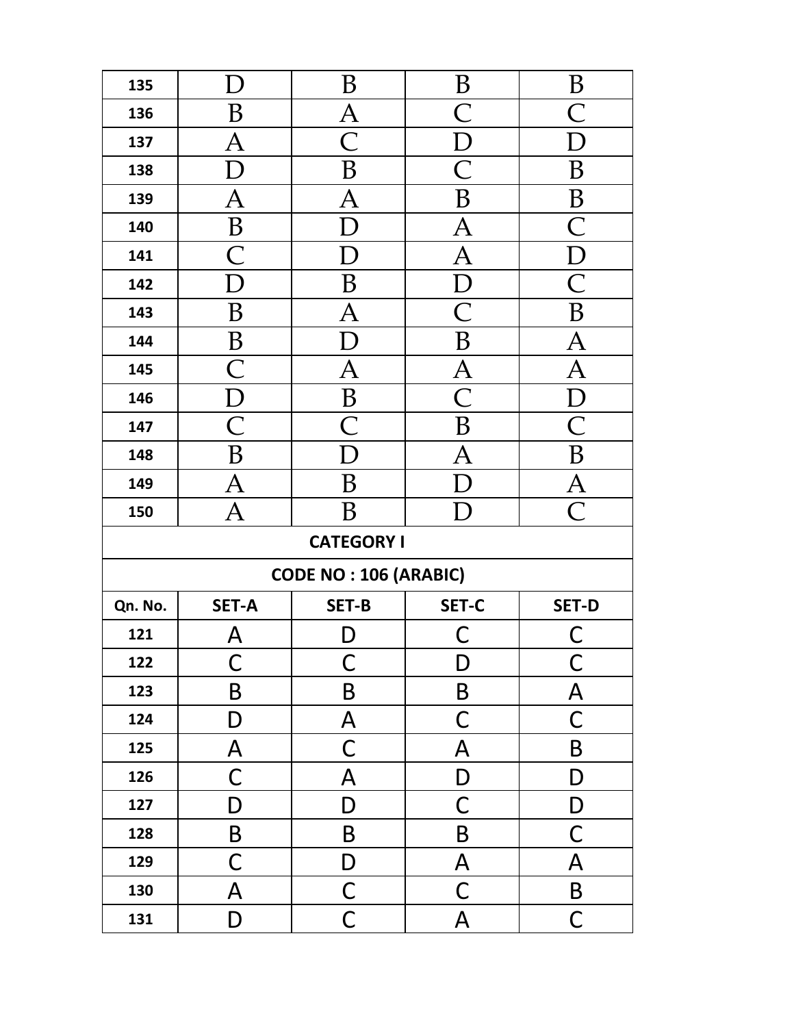| | | | | |
|---|---|---|---|---|
| 135 | D | B | B | B |
| 136 | B | A | C | C |
| 137 | A | C | D | D |
| 138 | D | B | C | B |
| 139 | A | A | B | B |
| 140 | B | D | A | C |
| 141 | C | D | A | D |
| 142 | D | B | D | C |
| 143 | B | A | C | B |
| 144 | B | D | B | A |
| 145 | C | A | A | A |
| 146 | D | B | C | D |
| 147 | C | C | B | C |
| 148 | B | D | A | B |
| 149 | A | B | D | A |
| 150 | A | B | D | C |

**CATEGORY I**

**CODE NO : 106 (ARABIC)**

| Qn. No. | SET-A | SET-B | SET-C | SET-D |
|---|---|---|---|---|
| 121 | A | D | C | C |
| 122 | C | C | D | C |
| 123 | B | B | B | A |
| 124 | D | A | C | C |
| 125 | A | C | A | B |
| 126 | C | A | D | D |
| 127 | D | D | C | D |
| 128 | B | B | B | C |
| 129 | C | D | A | A |
| 130 | A | C | C | B |
| 131 | D | C | A | C |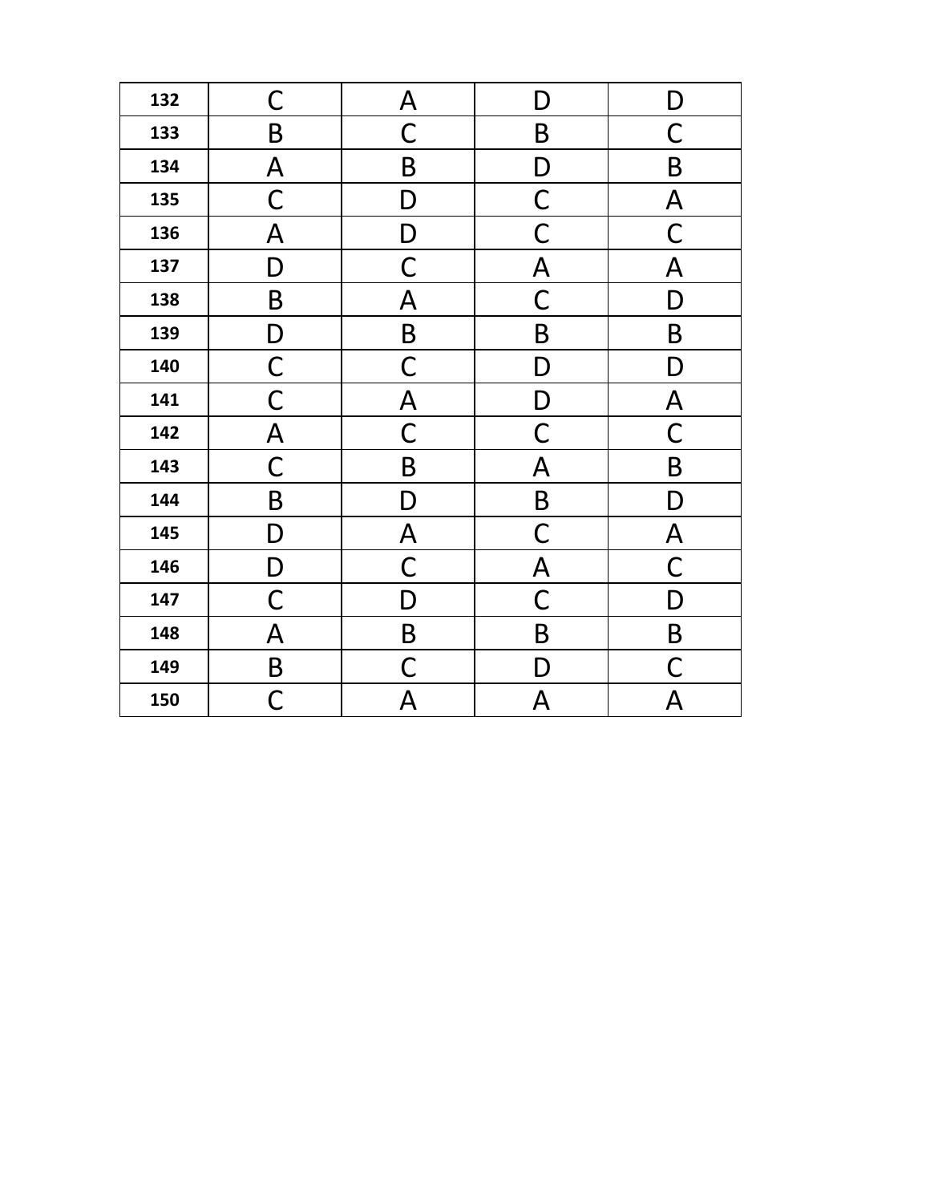| | | | | |
|---|---|---|---|---|
| 132 | C | A | D | D |
| 133 | B | C | B | C |
| 134 | A | B | D | B |
| 135 | C | D | C | A |
| 136 | A | D | C | C |
| 137 | D | C | A | A |
| 138 | B | A | C | D |
| 139 | D | B | B | B |
| 140 | C | C | D | D |
| 141 | C | A | D | A |
| 142 | A | C | C | C |
| 143 | C | B | A | B |
| 144 | B | D | B | D |
| 145 | D | A | C | A |
| 146 | D | C | A | C |
| 147 | C | D | C | D |
| 148 | A | B | B | B |
| 149 | B | C | D | C |
| 150 | C | A | A | A |